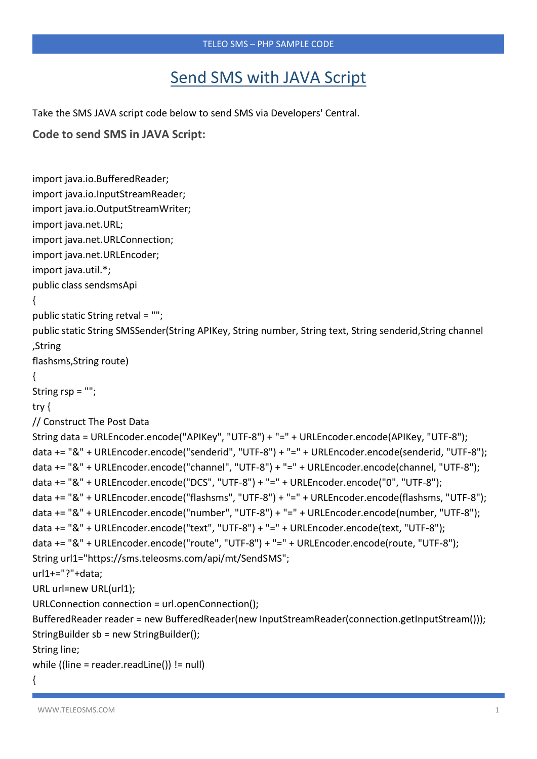# Send SMS with JAVA Script

Take the SMS JAVA script code below to send SMS via Developers' Central.

### Code to send SMS in JAVA Script:

```
import java.io.BufferedReader;
import java.io.InputStreamReader;
import java.io.OutputStreamWriter;
import java.net.URL;
import java.net.URLConnection;
import java.net.URLEncoder;
import java.util.*;
public class sendsmsApi
{
public static String retval = "";
public static String SMSSender(String APIKey, String number, String text, String senderid,String channel
,String
flashsms,String route)
{
String rsp = "";
try {
// Construct The Post Data
String data = URLEncoder.encode("APIKey", "UTF-8") + "=" + URLEncoder.encode(APIKey, "UTF-8");
data += "&" + URLEncoder.encode("senderid", "UTF-8") + "=" + URLEncoder.encode(senderid, "UTF-8");
data += "&" + URLEncoder.encode("channel", "UTF-8") + "=" + URLEncoder.encode(channel, "UTF-8");
data += "&" + URLEncoder.encode("DCS", "UTF-8") + "=" + URLEncoder.encode("0", "UTF-8");
data += "&" + URLEncoder.encode("flashsms", "UTF-8") + "=" + URLEncoder.encode(flashsms, "UTF-8");
data += "&" + URLEncoder.encode("number", "UTF-8") + "=" + URLEncoder.encode(number, "UTF-8");
data += "&" + URLEncoder.encode("text", "UTF-8") + "=" + URLEncoder.encode(text, "UTF-8");
data += "&" + URLEncoder.encode("route", "UTF-8") + "=" + URLEncoder.encode(route, "UTF-8");
String url1="https://sms.teleosms.com/api/mt/SendSMS";
url1+="?"+data;
URL url=new URL(url1);
URLConnection connection = url.openConnection();
BufferedReader reader = new BufferedReader(new InputStreamReader(connection.getInputStream()));
StringBuilder sb = new StringBuilder();
String line;
while ((line = reader.readLine()) != null)
{
```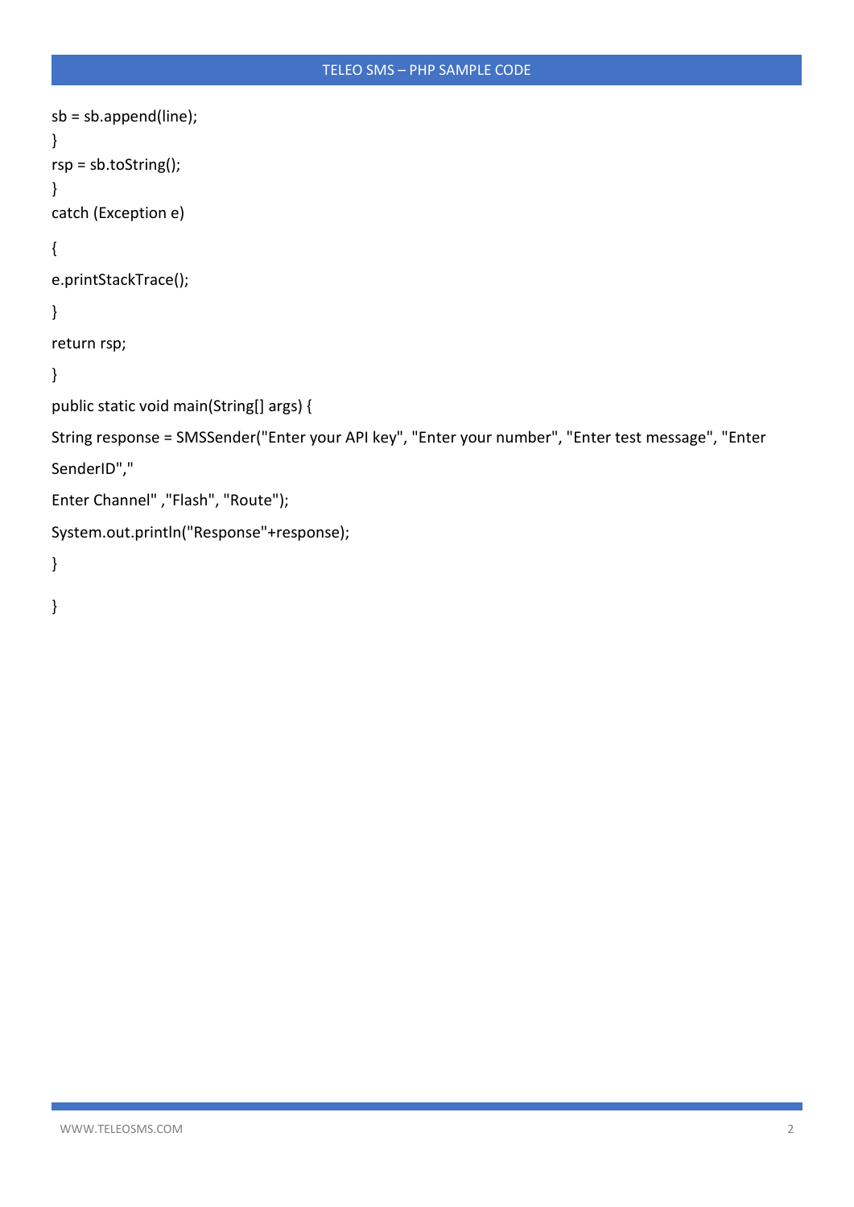```
sb = sb.append(line);
}
rsp = sb.toString();
}
catch (Exception e)

{

e.printStackTrace();

}

return rsp;

}

public static void main(String[] args) {

String response = SMSSender("Enter your API key", "Enter your number", "Enter test message", "Enter

SenderID","

Enter Channel" ,"Flash", "Route");

System.out.println("Response"+response);

}

}
```